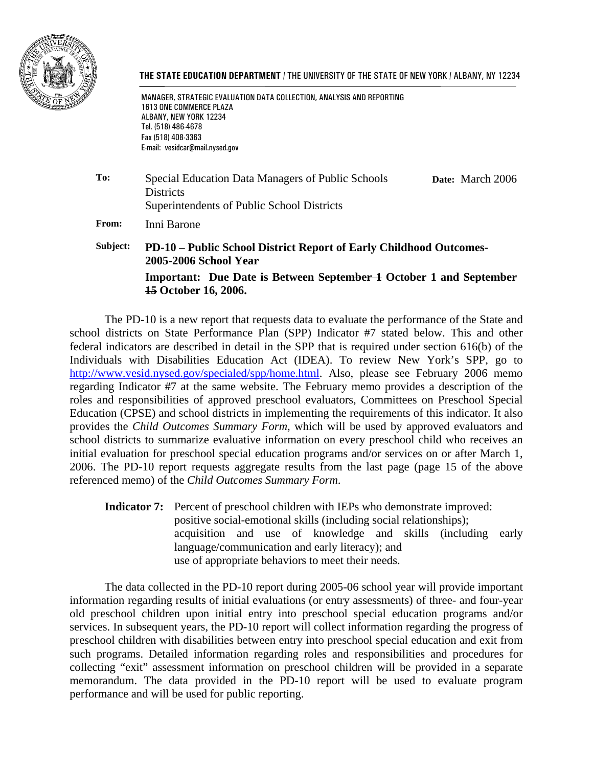**THE STATE EDUCATION DEPARTMENT** / THE UNIVERSITY OF THE STATE OF NEW YORK / ALBANY, NY 12234

MANAGER, STRATEGIC EVALUATION DATA COLLECTION, ANALYSIS AND REPORTING
1613 ONE COMMERCE PLAZA
ALBANY, NEW YORK 12234
Tel. (518) 486-4678
Fax (518) 408-3363
E-mail: vesidcar@mail.nysed.gov

**To:** Special Education Data Managers of Public Schools Districts
Superintendents of Public School Districts

**Date:** March 2006

**From:** Inni Barone

**Subject:** **PD-10 – Public School District Report of Early Childhood Outcomes-2005-2006 School Year**

**Important: Due Date is Between ~~September 1~~ October 1 and ~~September 15~~ October 16, 2006.**

The PD-10 is a new report that requests data to evaluate the performance of the State and school districts on State Performance Plan (SPP) Indicator #7 stated below. This and other federal indicators are described in detail in the SPP that is required under section 616(b) of the Individuals with Disabilities Education Act (IDEA). To review New York's SPP, go to http://www.vesid.nysed.gov/specialed/spp/home.html. Also, please see February 2006 memo regarding Indicator #7 at the same website. The February memo provides a description of the roles and responsibilities of approved preschool evaluators, Committees on Preschool Special Education (CPSE) and school districts in implementing the requirements of this indicator. It also provides the *Child Outcomes Summary Form*, which will be used by approved evaluators and school districts to summarize evaluative information on every preschool child who receives an initial evaluation for preschool special education programs and/or services on or after March 1, 2006. The PD-10 report requests aggregate results from the last page (page 15 of the above referenced memo) of the *Child Outcomes Summary Form*.

**Indicator 7:** Percent of preschool children with IEPs who demonstrate improved:
positive social-emotional skills (including social relationships);
acquisition and use of knowledge and skills (including early language/communication and early literacy); and
use of appropriate behaviors to meet their needs.

The data collected in the PD-10 report during 2005-06 school year will provide important information regarding results of initial evaluations (or entry assessments) of three- and four-year old preschool children upon initial entry into preschool special education programs and/or services. In subsequent years, the PD-10 report will collect information regarding the progress of preschool children with disabilities between entry into preschool special education and exit from such programs. Detailed information regarding roles and responsibilities and procedures for collecting "exit" assessment information on preschool children will be provided in a separate memorandum. The data provided in the PD-10 report will be used to evaluate program performance and will be used for public reporting.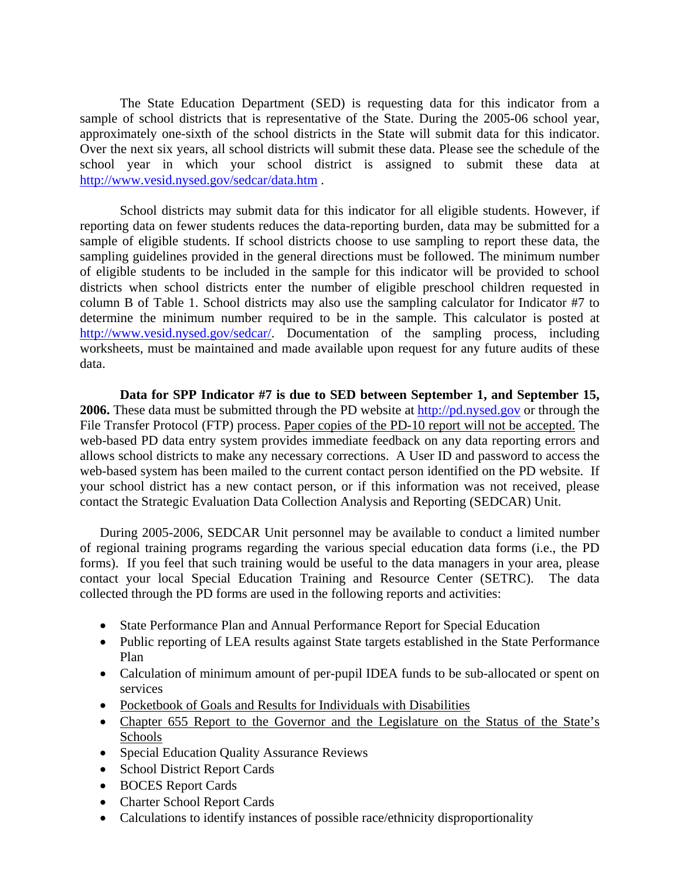The State Education Department (SED) is requesting data for this indicator from a sample of school districts that is representative of the State. During the 2005-06 school year, approximately one-sixth of the school districts in the State will submit data for this indicator. Over the next six years, all school districts will submit these data. Please see the schedule of the school year in which your school district is assigned to submit these data at http://www.vesid.nysed.gov/sedcar/data.htm .

School districts may submit data for this indicator for all eligible students. However, if reporting data on fewer students reduces the data-reporting burden, data may be submitted for a sample of eligible students. If school districts choose to use sampling to report these data, the sampling guidelines provided in the general directions must be followed. The minimum number of eligible students to be included in the sample for this indicator will be provided to school districts when school districts enter the number of eligible preschool children requested in column B of Table 1. School districts may also use the sampling calculator for Indicator #7 to determine the minimum number required to be in the sample. This calculator is posted at http://www.vesid.nysed.gov/sedcar/. Documentation of the sampling process, including worksheets, must be maintained and made available upon request for any future audits of these data.

**Data for SPP Indicator #7 is due to SED between September 1, and September 15, 2006.** These data must be submitted through the PD website at http://pd.nysed.gov or through the File Transfer Protocol (FTP) process. Paper copies of the PD-10 report will not be accepted. The web-based PD data entry system provides immediate feedback on any data reporting errors and allows school districts to make any necessary corrections. A User ID and password to access the web-based system has been mailed to the current contact person identified on the PD website. If your school district has a new contact person, or if this information was not received, please contact the Strategic Evaluation Data Collection Analysis and Reporting (SEDCAR) Unit.

During 2005-2006, SEDCAR Unit personnel may be available to conduct a limited number of regional training programs regarding the various special education data forms (i.e., the PD forms). If you feel that such training would be useful to the data managers in your area, please contact your local Special Education Training and Resource Center (SETRC). The data collected through the PD forms are used in the following reports and activities:

- State Performance Plan and Annual Performance Report for Special Education
- Public reporting of LEA results against State targets established in the State Performance Plan
- Calculation of minimum amount of per-pupil IDEA funds to be sub-allocated or spent on services
- Pocketbook of Goals and Results for Individuals with Disabilities
- Chapter 655 Report to the Governor and the Legislature on the Status of the State's Schools
- Special Education Quality Assurance Reviews
- School District Report Cards
- BOCES Report Cards
- Charter School Report Cards
- Calculations to identify instances of possible race/ethnicity disproportionality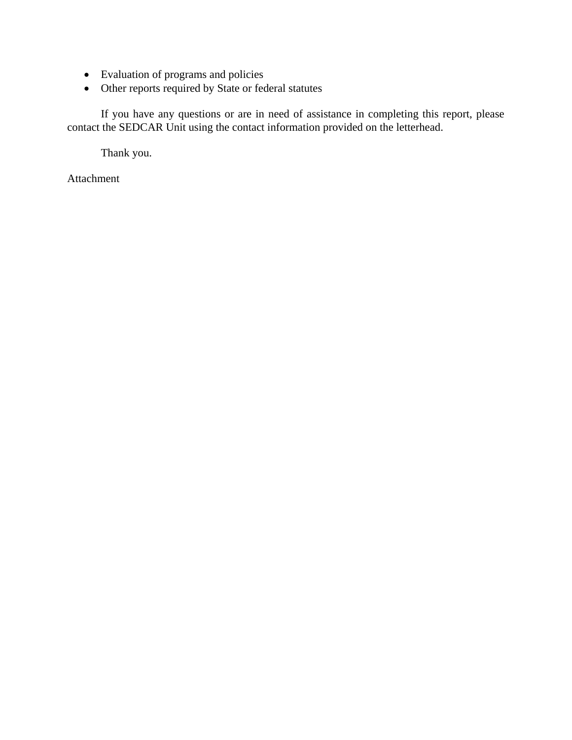- Evaluation of programs and policies
- Other reports required by State or federal statutes

If you have any questions or are in need of assistance in completing this report, please contact the SEDCAR Unit using the contact information provided on the letterhead.

Thank you.

Attachment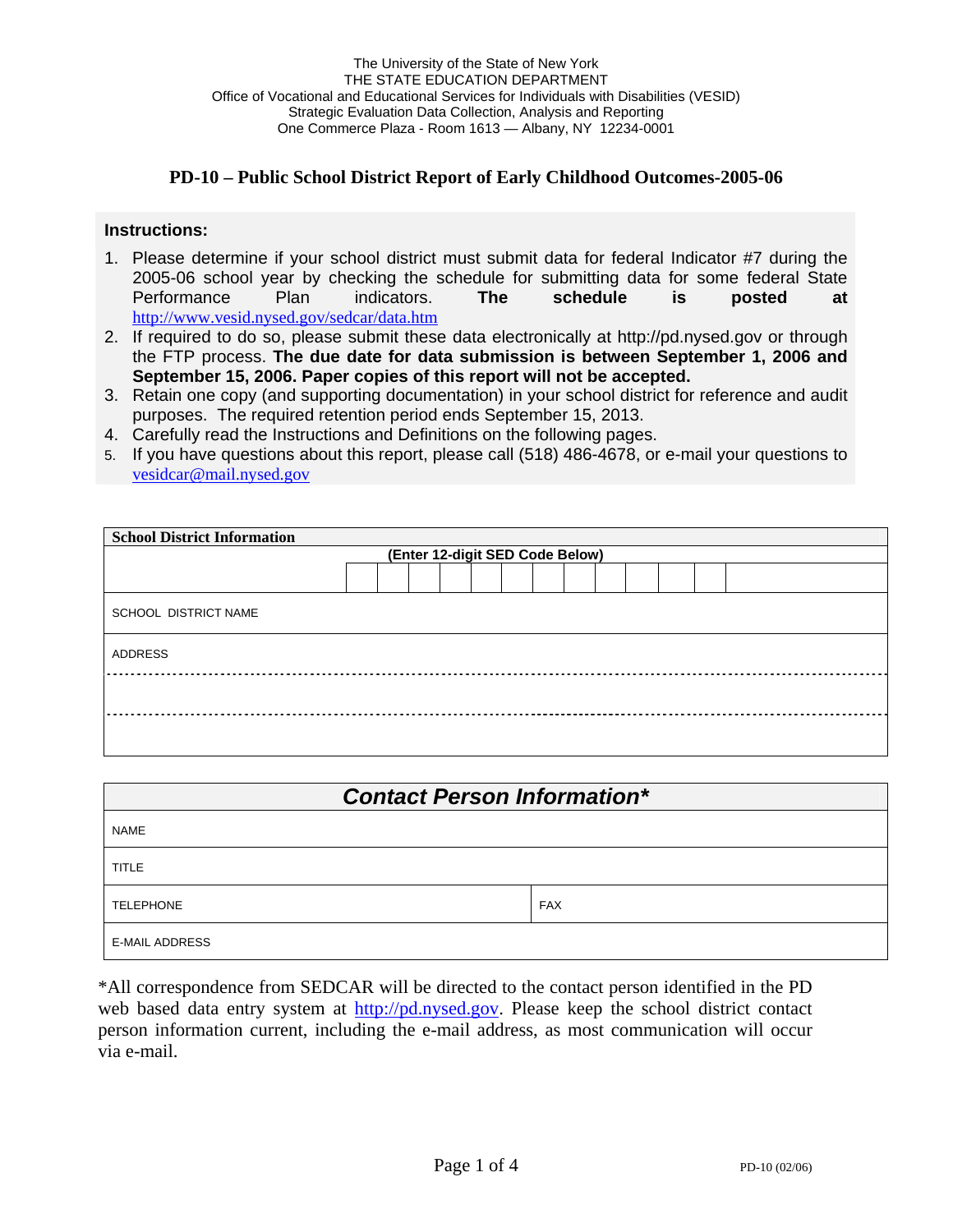The University of the State of New York
THE STATE EDUCATION DEPARTMENT
Office of Vocational and Educational Services for Individuals with Disabilities (VESID)
Strategic Evaluation Data Collection, Analysis and Reporting
One Commerce Plaza - Room 1613 — Albany, NY 12234-0001

# PD-10 – Public School District Report of Early Childhood Outcomes-2005-06

**Instructions:**

1. Please determine if your school district must submit data for federal Indicator #7 during the 2005-06 school year by checking the schedule for submitting data for some federal State Performance Plan indicators. **The schedule is posted at** http://www.vesid.nysed.gov/sedcar/data.htm
2. If required to do so, please submit these data electronically at http://pd.nysed.gov or through the FTP process. **The due date for data submission is between September 1, 2006 and September 15, 2006. Paper copies of this report will not be accepted.**
3. Retain one copy (and supporting documentation) in your school district for reference and audit purposes. The required retention period ends September 15, 2013.
4. Carefully read the Instructions and Definitions on the following pages.
5. If you have questions about this report, please call (518) 486-4678, or e-mail your questions to vesidcar@mail.nysed.gov

| **School District Information** | | | | | | | | | | | | | |
|---|---|---|---|---|---|---|---|---|---|---|---|---|---|
| | **(Enter 12-digit SED Code Below)** | | | | | | | | | | | | |
| | | | | | | | | | | | | | |
| SCHOOL DISTRICT NAME | | | | | | | | | | | | | |
| ADDRESS | | | | | | | | | | | | | |
| | | | | | | | | | | | | | |
| | | | | | | | | | | | | | |

| ***Contact Person Information**** | |
|---|---|
| NAME | |
| TITLE | |
| TELEPHONE | FAX |
| E-MAIL ADDRESS | |

*All correspondence from SEDCAR will be directed to the contact person identified in the PD web based data entry system at http://pd.nysed.gov. Please keep the school district contact person information current, including the e-mail address, as most communication will occur via e-mail.

PD-10 (02/06)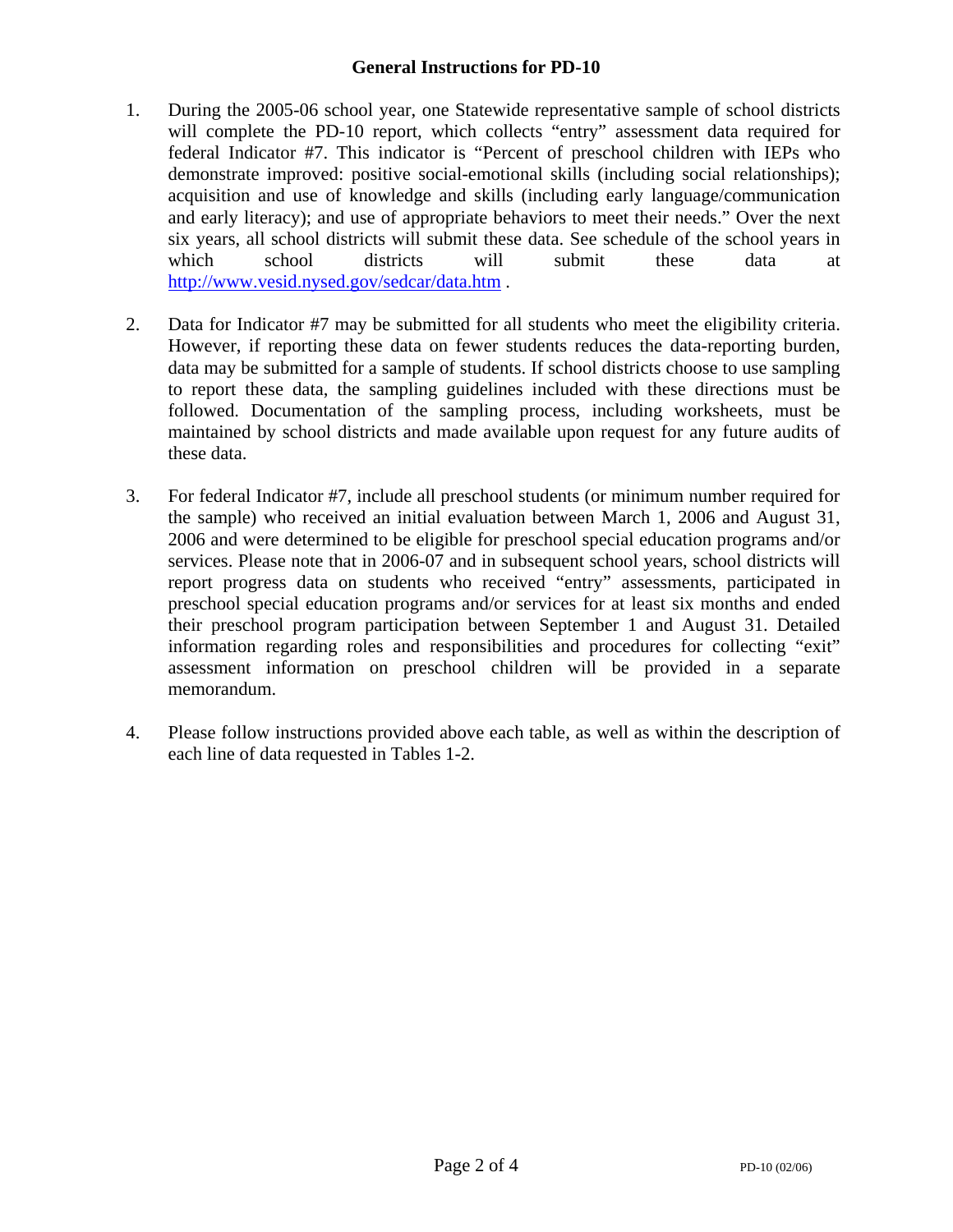## General Instructions for PD-10

1. During the 2005-06 school year, one Statewide representative sample of school districts will complete the PD-10 report, which collects "entry" assessment data required for federal Indicator #7. This indicator is "Percent of preschool children with IEPs who demonstrate improved: positive social-emotional skills (including social relationships); acquisition and use of knowledge and skills (including early language/communication and early literacy); and use of appropriate behaviors to meet their needs." Over the next six years, all school districts will submit these data. See schedule of the school years in which school districts will submit these data at http://www.vesid.nysed.gov/sedcar/data.htm .

2. Data for Indicator #7 may be submitted for all students who meet the eligibility criteria. However, if reporting these data on fewer students reduces the data-reporting burden, data may be submitted for a sample of students. If school districts choose to use sampling to report these data, the sampling guidelines included with these directions must be followed. Documentation of the sampling process, including worksheets, must be maintained by school districts and made available upon request for any future audits of these data.

3. For federal Indicator #7, include all preschool students (or minimum number required for the sample) who received an initial evaluation between March 1, 2006 and August 31, 2006 and were determined to be eligible for preschool special education programs and/or services. Please note that in 2006-07 and in subsequent school years, school districts will report progress data on students who received "entry" assessments, participated in preschool special education programs and/or services for at least six months and ended their preschool program participation between September 1 and August 31. Detailed information regarding roles and responsibilities and procedures for collecting "exit" assessment information on preschool children will be provided in a separate memorandum.

4. Please follow instructions provided above each table, as well as within the description of each line of data requested in Tables 1-2.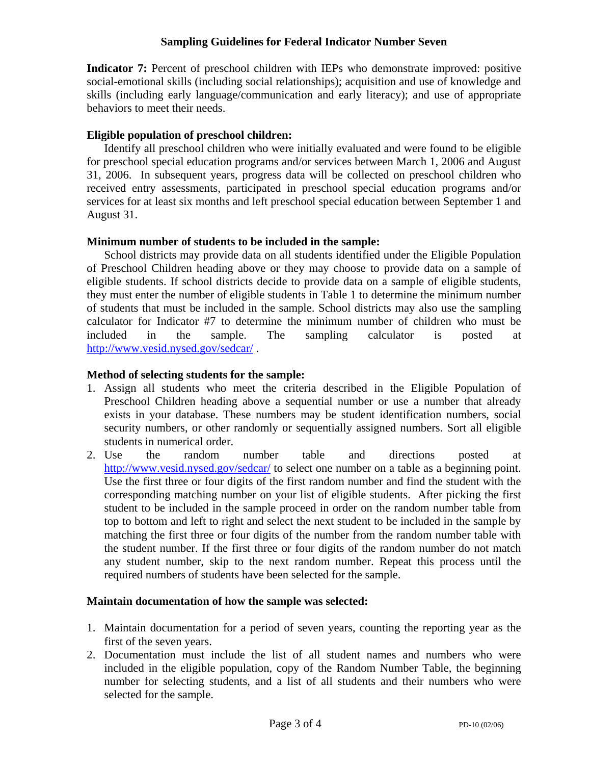# Sampling Guidelines for Federal Indicator Number Seven

**Indicator 7:** Percent of preschool children with IEPs who demonstrate improved: positive social-emotional skills (including social relationships); acquisition and use of knowledge and skills (including early language/communication and early literacy); and use of appropriate behaviors to meet their needs.

**Eligible population of preschool children:**

Identify all preschool children who were initially evaluated and were found to be eligible for preschool special education programs and/or services between March 1, 2006 and August 31, 2006. In subsequent years, progress data will be collected on preschool children who received entry assessments, participated in preschool special education programs and/or services for at least six months and left preschool special education between September 1 and August 31.

**Minimum number of students to be included in the sample:**

School districts may provide data on all students identified under the Eligible Population of Preschool Children heading above or they may choose to provide data on a sample of eligible students. If school districts decide to provide data on a sample of eligible students, they must enter the number of eligible students in Table 1 to determine the minimum number of students that must be included in the sample. School districts may also use the sampling calculator for Indicator #7 to determine the minimum number of children who must be included in the sample. The sampling calculator is posted at http://www.vesid.nysed.gov/sedcar/ .

**Method of selecting students for the sample:**

1. Assign all students who meet the criteria described in the Eligible Population of Preschool Children heading above a sequential number or use a number that already exists in your database. These numbers may be student identification numbers, social security numbers, or other randomly or sequentially assigned numbers. Sort all eligible students in numerical order.
2. Use the random number table and directions posted at http://www.vesid.nysed.gov/sedcar/ to select one number on a table as a beginning point. Use the first three or four digits of the first random number and find the student with the corresponding matching number on your list of eligible students. After picking the first student to be included in the sample proceed in order on the random number table from top to bottom and left to right and select the next student to be included in the sample by matching the first three or four digits of the number from the random number table with the student number. If the first three or four digits of the random number do not match any student number, skip to the next random number. Repeat this process until the required numbers of students have been selected for the sample.

**Maintain documentation of how the sample was selected:**

1. Maintain documentation for a period of seven years, counting the reporting year as the first of the seven years.
2. Documentation must include the list of all student names and numbers who were included in the eligible population, copy of the Random Number Table, the beginning number for selecting students, and a list of all students and their numbers who were selected for the sample.

PD-10 (02/06)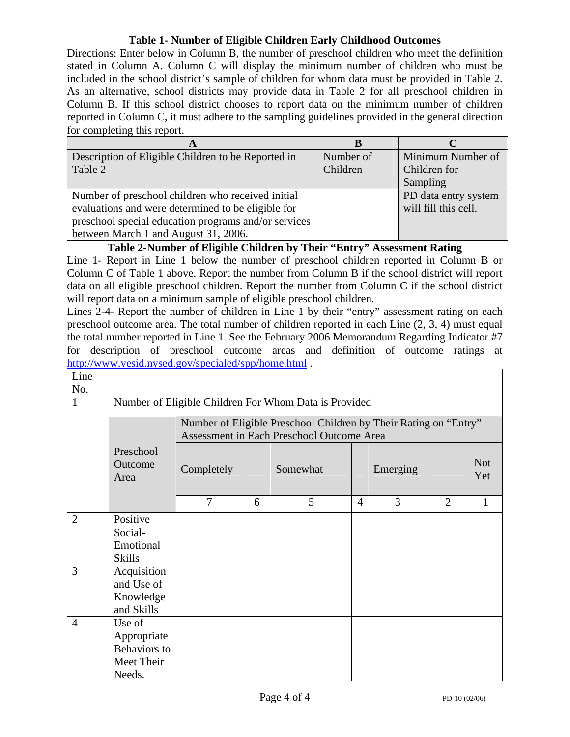### Table 1- Number of Eligible Children Early Childhood Outcomes

Directions: Enter below in Column B, the number of preschool children who meet the definition stated in Column A. Column C will display the minimum number of children who must be included in the school district's sample of children for whom data must be provided in Table 2. As an alternative, school districts may provide data in Table 2 for all preschool children in Column B. If this school district chooses to report data on the minimum number of children reported in Column C, it must adhere to the sampling guidelines provided in the general direction for completing this report.

| A | B | C |
|---|---|---|
| Description of Eligible Children to be Reported in Table 2 | Number of Children | Minimum Number of Children for Sampling |
| Number of preschool children who received initial evaluations and were determined to be eligible for preschool special education programs and/or services between March 1 and August 31, 2006. | | PD data entry system will fill this cell. |

### Table 2-Number of Eligible Children by Their "Entry" Assessment Rating

Line 1- Report in Line 1 below the number of preschool children reported in Column B or Column C of Table 1 above. Report the number from Column B if the school district will report data on all eligible preschool children. Report the number from Column C if the school district will report data on a minimum sample of eligible preschool children.

Lines 2-4- Report the number of children in Line 1 by their "entry" assessment rating on each preschool outcome area. The total number of children reported in each Line (2, 3, 4) must equal the total number reported in Line 1. See the February 2006 Memorandum Regarding Indicator #7 for description of preschool outcome areas and definition of outcome ratings at http://www.vesid.nysed.gov/specialed/spp/home.html .

| Line No. | | | | | | | | |
|---|---|---|---|---|---|---|---|---|
| 1 | Number of Eligible Children For Whom Data is Provided | | | | | | | |
| | Preschool Outcome Area | Number of Eligible Preschool Children by Their Rating on "Entry" Assessment in Each Preschool Outcome Area | | | | | | |
| | | Completely | | Somewhat | | Emerging | | Not Yet |
| | | 7 | 6 | 5 | 4 | 3 | 2 | 1 |
| 2 | Positive Social-Emotional Skills | | | | | | | |
| 3 | Acquisition and Use of Knowledge and Skills | | | | | | | |
| 4 | Use of Appropriate Behaviors to Meet Their Needs. | | | | | | | |

PD-10 (02/06)